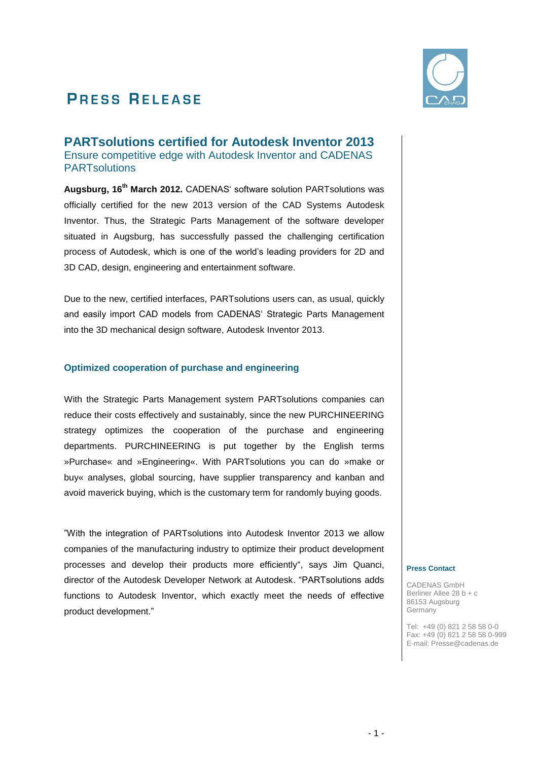# Press Release

## PARTsolutions certified for Autodesk Inventor 2013

Ensure competitive edge with Autodesk Inventor and CADENAS PARTsolutions

**Augsburg, 16th March 2012.** CADENAS' software solution PARTsolutions was officially certified for the new 2013 version of the CAD Systems Autodesk Inventor. Thus, the Strategic Parts Management of the software developer situated in Augsburg, has successfully passed the challenging certification process of Autodesk, which is one of the world's leading providers for 2D and 3D CAD, design, engineering and entertainment software.

Due to the new, certified interfaces, PARTsolutions users can, as usual, quickly and easily import CAD models from CADENAS' Strategic Parts Management into the 3D mechanical design software, Autodesk Inventor 2013.

### Optimized cooperation of purchase and engineering

With the Strategic Parts Management system PARTsolutions companies can reduce their costs effectively and sustainably, since the new PURCHINEERING strategy optimizes the cooperation of the purchase and engineering departments. PURCHINEERING is put together by the English terms »Purchase« and »Engineering«. With PARTsolutions you can do »make or buy« analyses, global sourcing, have supplier transparency and kanban and avoid maverick buying, which is the customary term for randomly buying goods.

"With the integration of PARTsolutions into Autodesk Inventor 2013 we allow companies of the manufacturing industry to optimize their product development processes and develop their products more efficiently", says Jim Quanci, director of the Autodesk Developer Network at Autodesk. "PARTsolutions adds functions to Autodesk Inventor, which exactly meet the needs of effective product development."

**Press Contact**

CADENAS GmbH
Berliner Allee 28 b + c
86153 Augsburg
Germany

Tel: +49 (0) 821 2 58 58 0-0
Fax: +49 (0) 821 2 58 58 0-999
E-mail: Presse@cadenas.de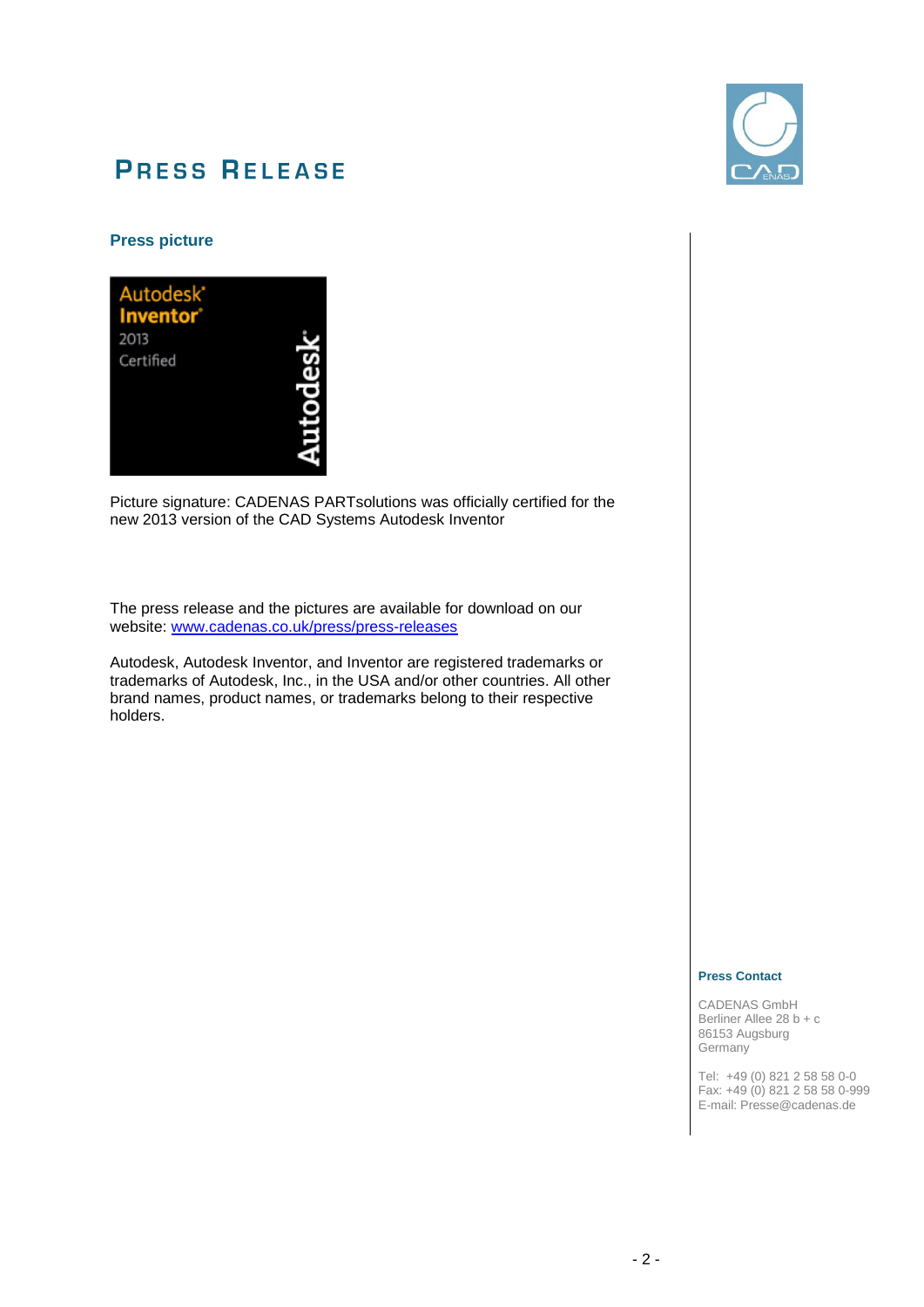# Press Release

**Press picture**

Picture signature: CADENAS PARTsolutions was officially certified for the new 2013 version of the CAD Systems Autodesk Inventor

The press release and the pictures are available for download on our website: [www.cadenas.co.uk/press/press-releases](www.cadenas.co.uk/press/press-releases)

Autodesk, Autodesk Inventor, and Inventor are registered trademarks or trademarks of Autodesk, Inc., in the USA and/or other countries. All other brand names, product names, or trademarks belong to their respective holders.

**Press Contact**

CADENAS GmbH
Berliner Allee 28 b + c
86153 Augsburg
Germany

Tel: +49 (0) 821 2 58 58 0-0
Fax: +49 (0) 821 2 58 58 0-999
E-mail: Presse@cadenas.de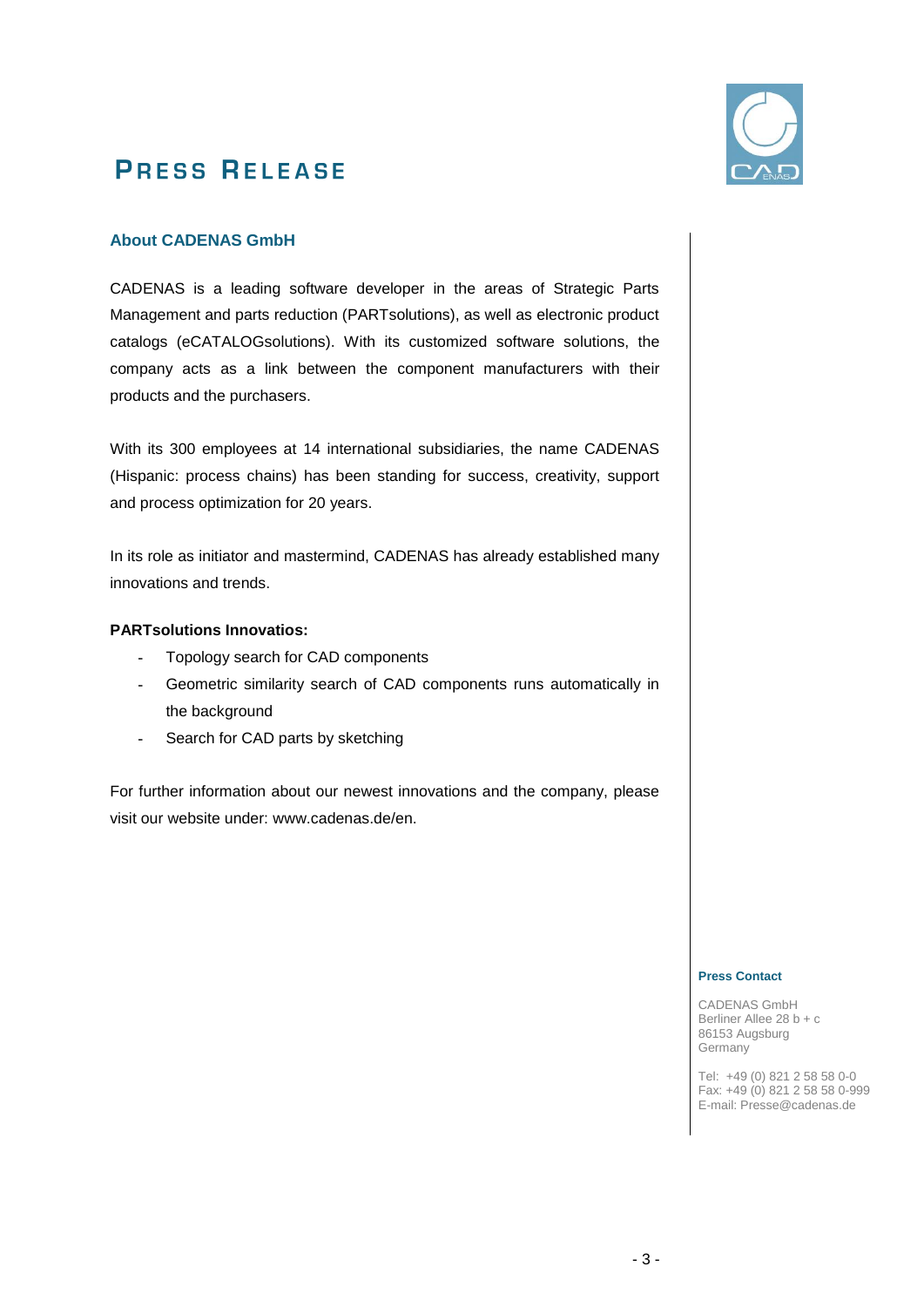# PRESS RELEASE

## About CADENAS GmbH

CADENAS is a leading software developer in the areas of Strategic Parts Management and parts reduction (PARTsolutions), as well as electronic product catalogs (eCATALOGsolutions). With its customized software solutions, the company acts as a link between the component manufacturers with their products and the purchasers.

With its 300 employees at 14 international subsidiaries, the name CADENAS (Hispanic: process chains) has been standing for success, creativity, support and process optimization for 20 years.

In its role as initiator and mastermind, CADENAS has already established many innovations and trends.

**PARTsolutions Innovatios:**

- Topology search for CAD components
- Geometric similarity search of CAD components runs automatically in the background
- Search for CAD parts by sketching

For further information about our newest innovations and the company, please visit our website under: www.cadenas.de/en.

**Press Contact**

CADENAS GmbH
Berliner Allee 28 b + c
86153 Augsburg
Germany

Tel: +49 (0) 821 2 58 58 0-0
Fax: +49 (0) 821 2 58 58 0-999
E-mail: Presse@cadenas.de